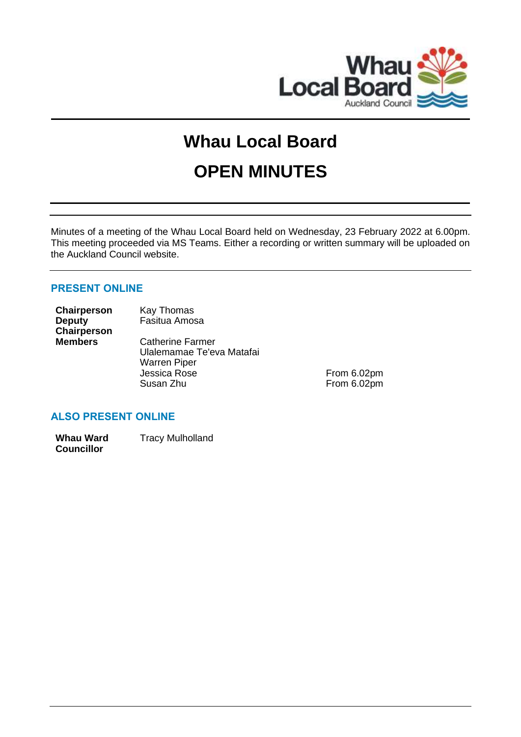# Whau Local Board

# OPEN MINUTES

Minutes of a meeting of the Whau Local Board held on Wednesday, 23 February 2022 at 6.00pm. This meeting proceeded via MS Teams. Either a recording or written summary will be uploaded on the Auckland Council website.

## PRESENT ONLINE

| | | |
|---|---|---|
| **Chairperson** | Kay Thomas | |
| **Deputy Chairperson** | Fasitua Amosa | |
| **Members** | Catherine Farmer | |
| | Ulalemamae Te'eva Matafai | |
| | Warren Piper | |
| | Jessica Rose | From 6.02pm |
| | Susan Zhu | From 6.02pm |

## ALSO PRESENT ONLINE

| | |
|---|---|
| **Whau Ward Councillor** | Tracy Mulholland |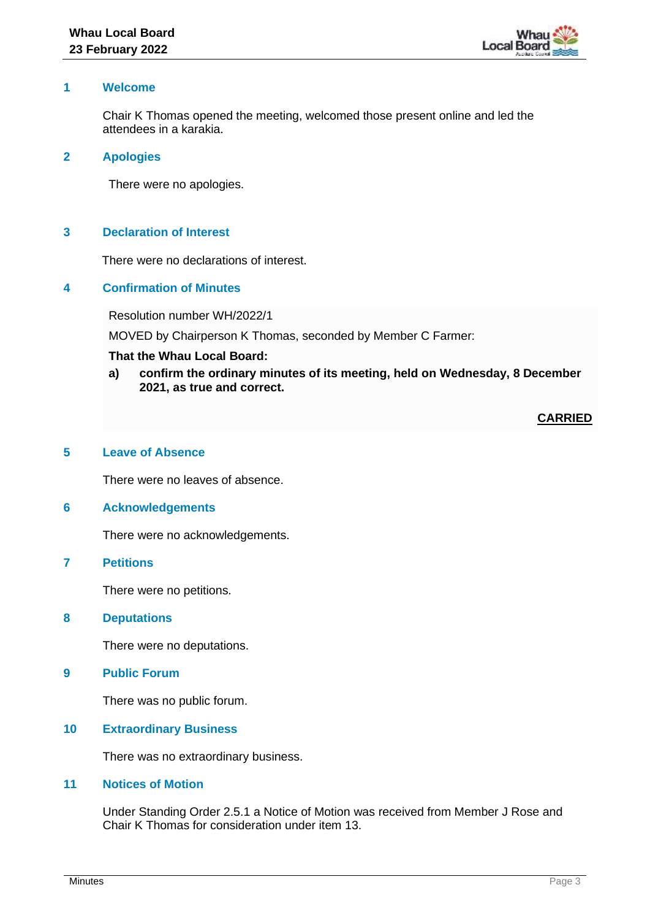## 1 Welcome

Chair K Thomas opened the meeting, welcomed those present online and led the attendees in a karakia.

## 2 Apologies

There were no apologies.

## 3 Declaration of Interest

There were no declarations of interest.

## 4 Confirmation of Minutes

Resolution number WH/2022/1

MOVED by Chairperson K Thomas, seconded by Member C Farmer:

**That the Whau Local Board:**

**a) confirm the ordinary minutes of its meeting, held on Wednesday, 8 December 2021, as true and correct.**

**CARRIED**

## 5 Leave of Absence

There were no leaves of absence.

## 6 Acknowledgements

There were no acknowledgements.

## 7 Petitions

There were no petitions.

## 8 Deputations

There were no deputations.

## 9 Public Forum

There was no public forum.

## 10 Extraordinary Business

There was no extraordinary business.

## 11 Notices of Motion

Under Standing Order 2.5.1 a Notice of Motion was received from Member J Rose and Chair K Thomas for consideration under item 13.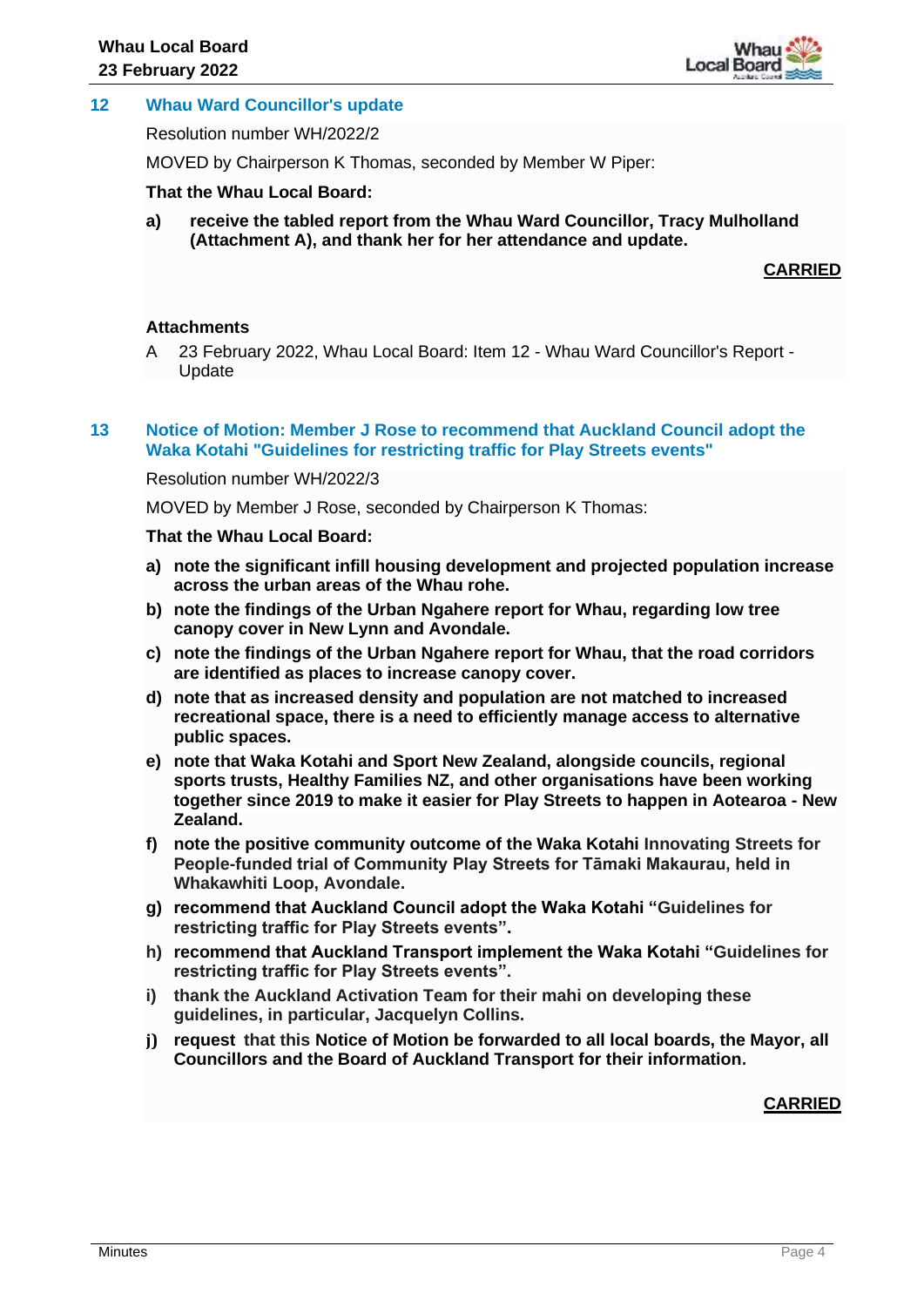## 12 Whau Ward Councillor's update

Resolution number WH/2022/2

MOVED by Chairperson K Thomas, seconded by Member W Piper:

**That the Whau Local Board:**

**a) receive the tabled report from the Whau Ward Councillor, Tracy Mulholland (Attachment A), and thank her for her attendance and update.**

**CARRIED**

**Attachments**

A 23 February 2022, Whau Local Board: Item 12 - Whau Ward Councillor's Report - Update

## 13 Notice of Motion: Member J Rose to recommend that Auckland Council adopt the Waka Kotahi "Guidelines for restricting traffic for Play Streets events"

Resolution number WH/2022/3

MOVED by Member J Rose, seconded by Chairperson K Thomas:

**That the Whau Local Board:**

**a) note the significant infill housing development and projected population increase across the urban areas of the Whau rohe.**

**b) note the findings of the Urban Ngahere report for Whau, regarding low tree canopy cover in New Lynn and Avondale.**

**c) note the findings of the Urban Ngahere report for Whau, that the road corridors are identified as places to increase canopy cover.**

**d) note that as increased density and population are not matched to increased recreational space, there is a need to efficiently manage access to alternative public spaces.**

**e) note that Waka Kotahi and Sport New Zealand, alongside councils, regional sports trusts, Healthy Families NZ, and other organisations have been working together since 2019 to make it easier for Play Streets to happen in Aotearoa - New Zealand.**

**f) note the positive community outcome of the Waka Kotahi Innovating Streets for People-funded trial of Community Play Streets for Tāmaki Makaurau, held in Whakawhiti Loop, Avondale.**

**g) recommend that Auckland Council adopt the Waka Kotahi "Guidelines for restricting traffic for Play Streets events".**

**h) recommend that Auckland Transport implement the Waka Kotahi "Guidelines for restricting traffic for Play Streets events".**

**i) thank the Auckland Activation Team for their mahi on developing these guidelines, in particular, Jacquelyn Collins.**

**j) request that this Notice of Motion be forwarded to all local boards, the Mayor, all Councillors and the Board of Auckland Transport for their information.**

**CARRIED**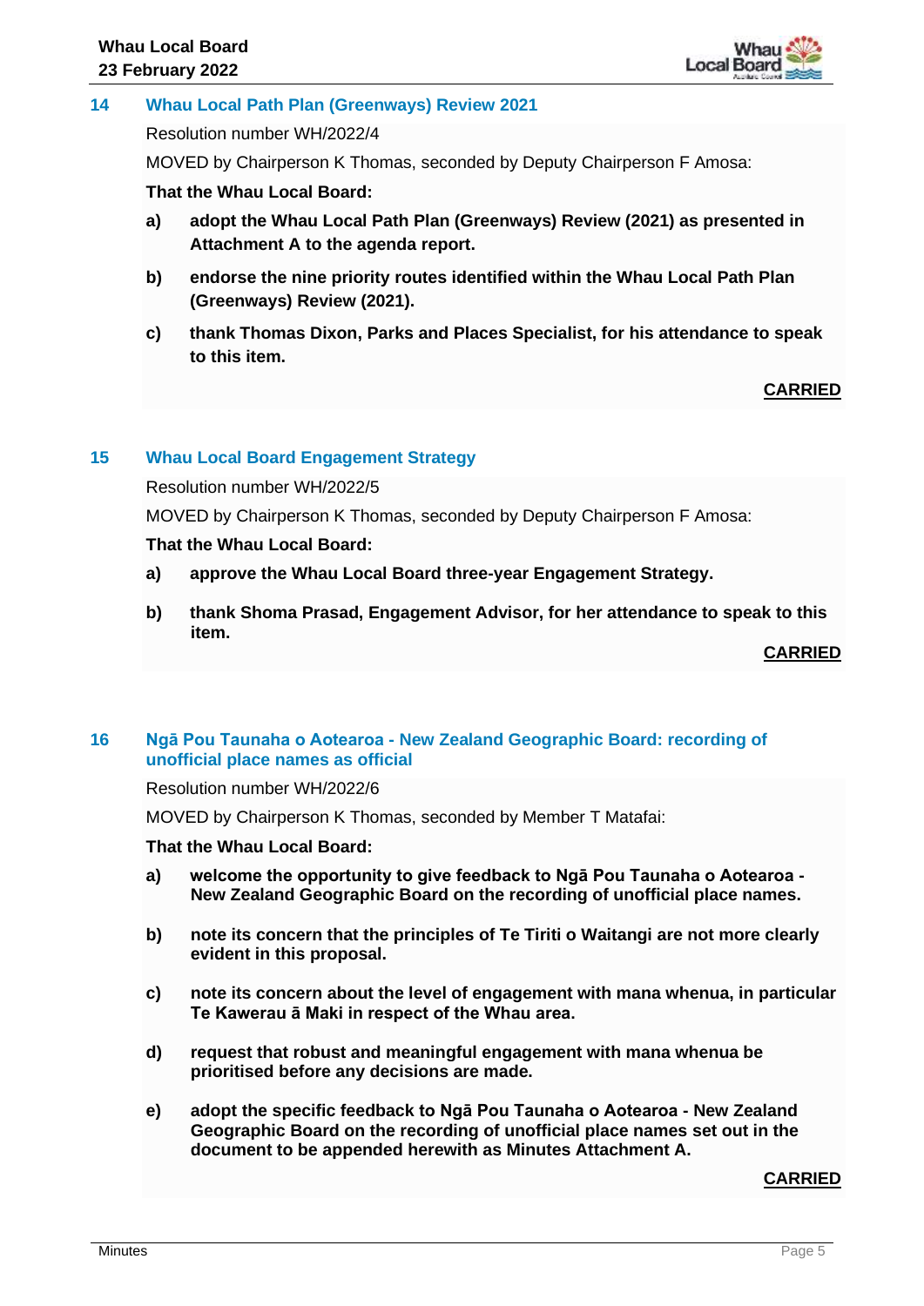## 14 Whau Local Path Plan (Greenways) Review 2021

Resolution number WH/2022/4

MOVED by Chairperson K Thomas, seconded by Deputy Chairperson F Amosa:

**That the Whau Local Board:**

**a) adopt the Whau Local Path Plan (Greenways) Review (2021) as presented in Attachment A to the agenda report.**

**b) endorse the nine priority routes identified within the Whau Local Path Plan (Greenways) Review (2021).**

**c) thank Thomas Dixon, Parks and Places Specialist, for his attendance to speak to this item.**

**CARRIED**

## 15 Whau Local Board Engagement Strategy

Resolution number WH/2022/5

MOVED by Chairperson K Thomas, seconded by Deputy Chairperson F Amosa:

**That the Whau Local Board:**

**a) approve the Whau Local Board three-year Engagement Strategy.**

**b) thank Shoma Prasad, Engagement Advisor, for her attendance to speak to this item.**

**CARRIED**

## 16 Ngā Pou Taunaha o Aotearoa - New Zealand Geographic Board: recording of unofficial place names as official

Resolution number WH/2022/6

MOVED by Chairperson K Thomas, seconded by Member T Matafai:

**That the Whau Local Board:**

**a) welcome the opportunity to give feedback to Ngā Pou Taunaha o Aotearoa - New Zealand Geographic Board on the recording of unofficial place names.**

**b) note its concern that the principles of Te Tiriti o Waitangi are not more clearly evident in this proposal.**

**c) note its concern about the level of engagement with mana whenua, in particular Te Kawerau ā Maki in respect of the Whau area.**

**d) request that robust and meaningful engagement with mana whenua be prioritised before any decisions are made.**

**e) adopt the specific feedback to Ngā Pou Taunaha o Aotearoa - New Zealand Geographic Board on the recording of unofficial place names set out in the document to be appended herewith as Minutes Attachment A.**

**CARRIED**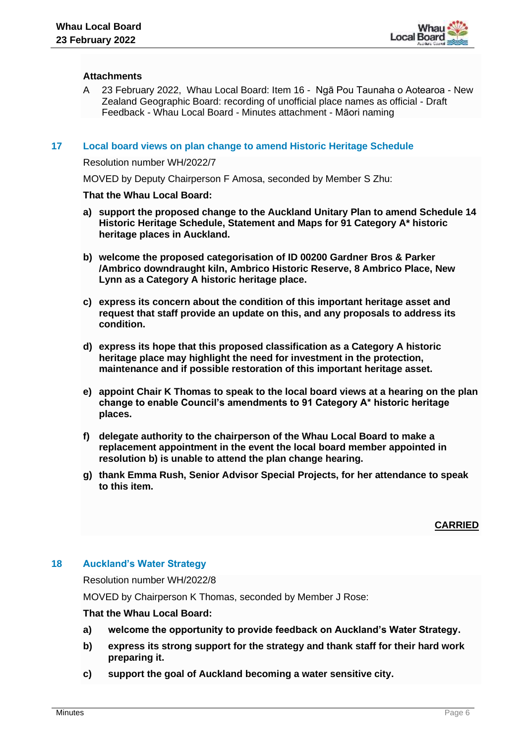**Attachments**

A 23 February 2022, Whau Local Board: Item 16 - Ngā Pou Taunaha o Aotearoa - New Zealand Geographic Board: recording of unofficial place names as official - Draft Feedback - Whau Local Board - Minutes attachment - Māori naming

## 17 Local board views on plan change to amend Historic Heritage Schedule

Resolution number WH/2022/7

MOVED by Deputy Chairperson F Amosa, seconded by Member S Zhu:

**That the Whau Local Board:**

**a) support the proposed change to the Auckland Unitary Plan to amend Schedule 14 Historic Heritage Schedule, Statement and Maps for 91 Category A* historic heritage places in Auckland.**

**b) welcome the proposed categorisation of ID 00200 Gardner Bros & Parker /Ambrico downdraught kiln, Ambrico Historic Reserve, 8 Ambrico Place, New Lynn as a Category A historic heritage place.**

**c) express its concern about the condition of this important heritage asset and request that staff provide an update on this, and any proposals to address its condition.**

**d) express its hope that this proposed classification as a Category A historic heritage place may highlight the need for investment in the protection, maintenance and if possible restoration of this important heritage asset.**

**e) appoint Chair K Thomas to speak to the local board views at a hearing on the plan change to enable Council's amendments to 91 Category A* historic heritage places.**

**f) delegate authority to the chairperson of the Whau Local Board to make a replacement appointment in the event the local board member appointed in resolution b) is unable to attend the plan change hearing.**

**g) thank Emma Rush, Senior Advisor Special Projects, for her attendance to speak to this item.**

**CARRIED**

## 18 Auckland's Water Strategy

Resolution number WH/2022/8

MOVED by Chairperson K Thomas, seconded by Member J Rose:

**That the Whau Local Board:**

**a) welcome the opportunity to provide feedback on Auckland's Water Strategy.**

**b) express its strong support for the strategy and thank staff for their hard work preparing it.**

**c) support the goal of Auckland becoming a water sensitive city.**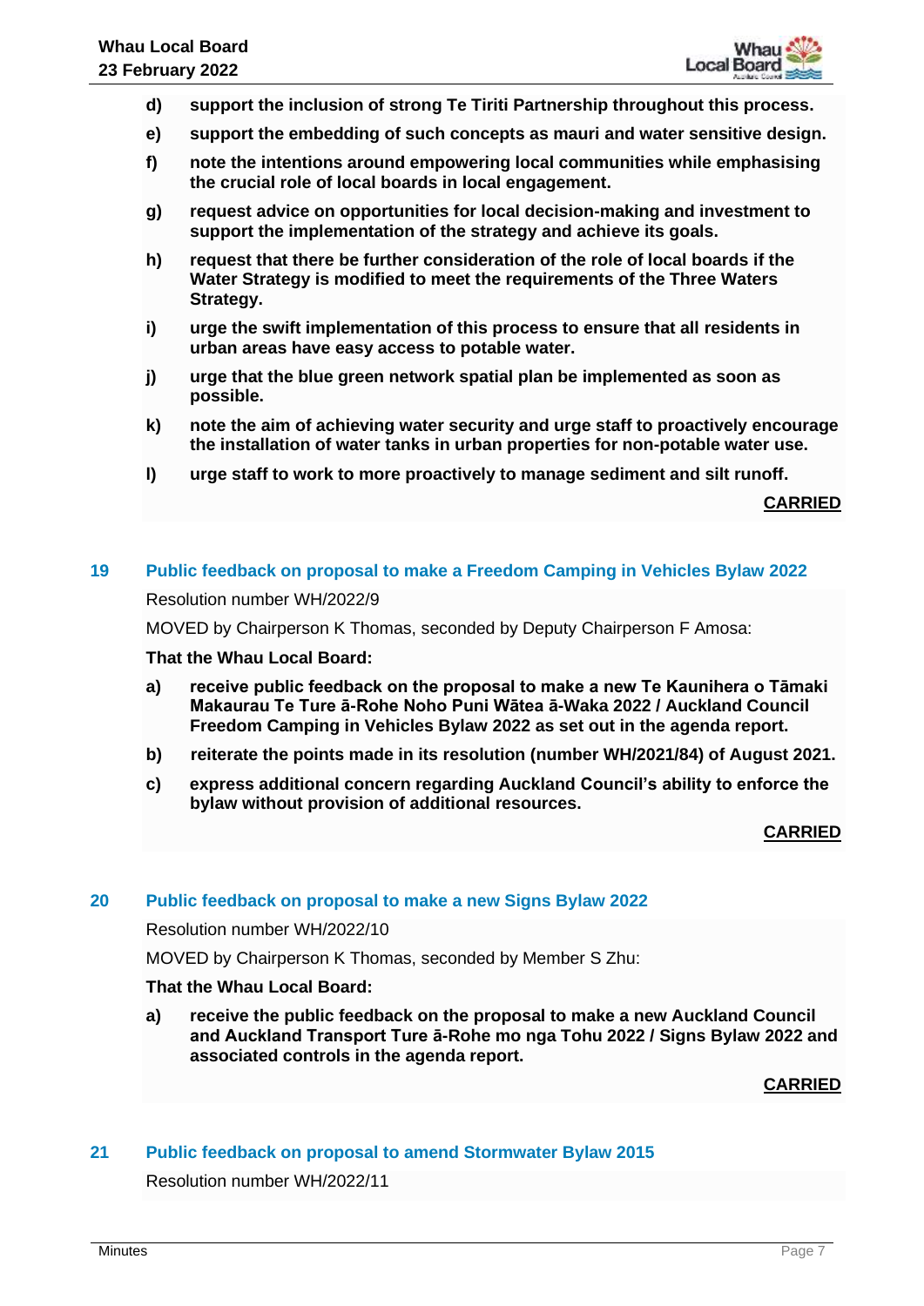d) **support the inclusion of strong Te Tiriti Partnership throughout this process.**

e) **support the embedding of such concepts as mauri and water sensitive design.**

f) **note the intentions around empowering local communities while emphasising the crucial role of local boards in local engagement.**

g) **request advice on opportunities for local decision-making and investment to support the implementation of the strategy and achieve its goals.**

h) **request that there be further consideration of the role of local boards if the Water Strategy is modified to meet the requirements of the Three Waters Strategy.**

i) **urge the swift implementation of this process to ensure that all residents in urban areas have easy access to potable water.**

j) **urge that the blue green network spatial plan be implemented as soon as possible.**

k) **note the aim of achieving water security and urge staff to proactively encourage the installation of water tanks in urban properties for non-potable water use.**

l) **urge staff to work to more proactively to manage sediment and silt runoff.**

**CARRIED**

## 19 Public feedback on proposal to make a Freedom Camping in Vehicles Bylaw 2022

Resolution number WH/2022/9

MOVED by Chairperson K Thomas, seconded by Deputy Chairperson F Amosa:

**That the Whau Local Board:**

a) **receive public feedback on the proposal to make a new Te Kaunihera o Tāmaki Makaurau Te Ture ā-Rohe Noho Puni Wātea ā-Waka 2022 / Auckland Council Freedom Camping in Vehicles Bylaw 2022 as set out in the agenda report.**

b) **reiterate the points made in its resolution (number WH/2021/84) of August 2021.**

c) **express additional concern regarding Auckland Council's ability to enforce the bylaw without provision of additional resources.**

**CARRIED**

## 20 Public feedback on proposal to make a new Signs Bylaw 2022

Resolution number WH/2022/10

MOVED by Chairperson K Thomas, seconded by Member S Zhu:

**That the Whau Local Board:**

a) **receive the public feedback on the proposal to make a new Auckland Council and Auckland Transport Ture ā-Rohe mo nga Tohu 2022 / Signs Bylaw 2022 and associated controls in the agenda report.**

**CARRIED**

## 21 Public feedback on proposal to amend Stormwater Bylaw 2015

Resolution number WH/2022/11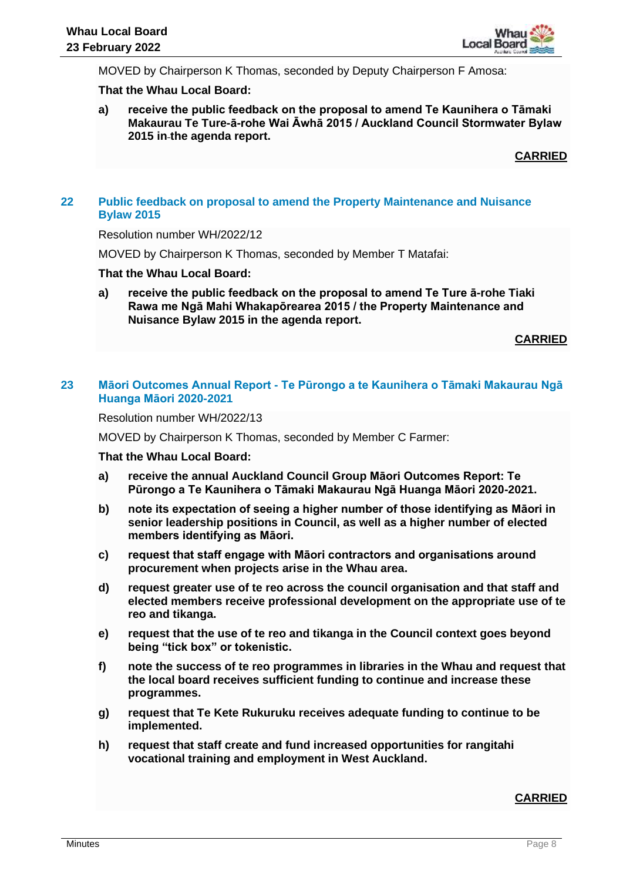MOVED by Chairperson K Thomas, seconded by Deputy Chairperson F Amosa:

**That the Whau Local Board:**

a) **receive the public feedback on the proposal to amend Te Kaunihera o Tāmaki Makaurau Te Ture-ā-rohe Wai Āwhā 2015 / Auckland Council Stormwater Bylaw 2015 in the agenda report.**

**CARRIED**

## 22 Public feedback on proposal to amend the Property Maintenance and Nuisance Bylaw 2015

Resolution number WH/2022/12

MOVED by Chairperson K Thomas, seconded by Member T Matafai:

**That the Whau Local Board:**

a) **receive the public feedback on the proposal to amend Te Ture ā-rohe Tiaki Rawa me Ngā Mahi Whakapōrearea 2015 / the Property Maintenance and Nuisance Bylaw 2015 in the agenda report.**

**CARRIED**

## 23 Māori Outcomes Annual Report - Te Pūrongo a te Kaunihera o Tāmaki Makaurau Ngā Huanga Māori 2020-2021

Resolution number WH/2022/13

MOVED by Chairperson K Thomas, seconded by Member C Farmer:

**That the Whau Local Board:**

a) **receive the annual Auckland Council Group Māori Outcomes Report: Te Pūrongo a Te Kaunihera o Tāmaki Makaurau Ngā Huanga Māori 2020-2021.**

b) **note its expectation of seeing a higher number of those identifying as Māori in senior leadership positions in Council, as well as a higher number of elected members identifying as Māori.**

c) **request that staff engage with Māori contractors and organisations around procurement when projects arise in the Whau area.**

d) **request greater use of te reo across the council organisation and that staff and elected members receive professional development on the appropriate use of te reo and tikanga.**

e) **request that the use of te reo and tikanga in the Council context goes beyond being "tick box" or tokenistic.**

f) **note the success of te reo programmes in libraries in the Whau and request that the local board receives sufficient funding to continue and increase these programmes.**

g) **request that Te Kete Rukuruku receives adequate funding to continue to be implemented.**

h) **request that staff create and fund increased opportunities for rangitahi vocational training and employment in West Auckland.**

**CARRIED**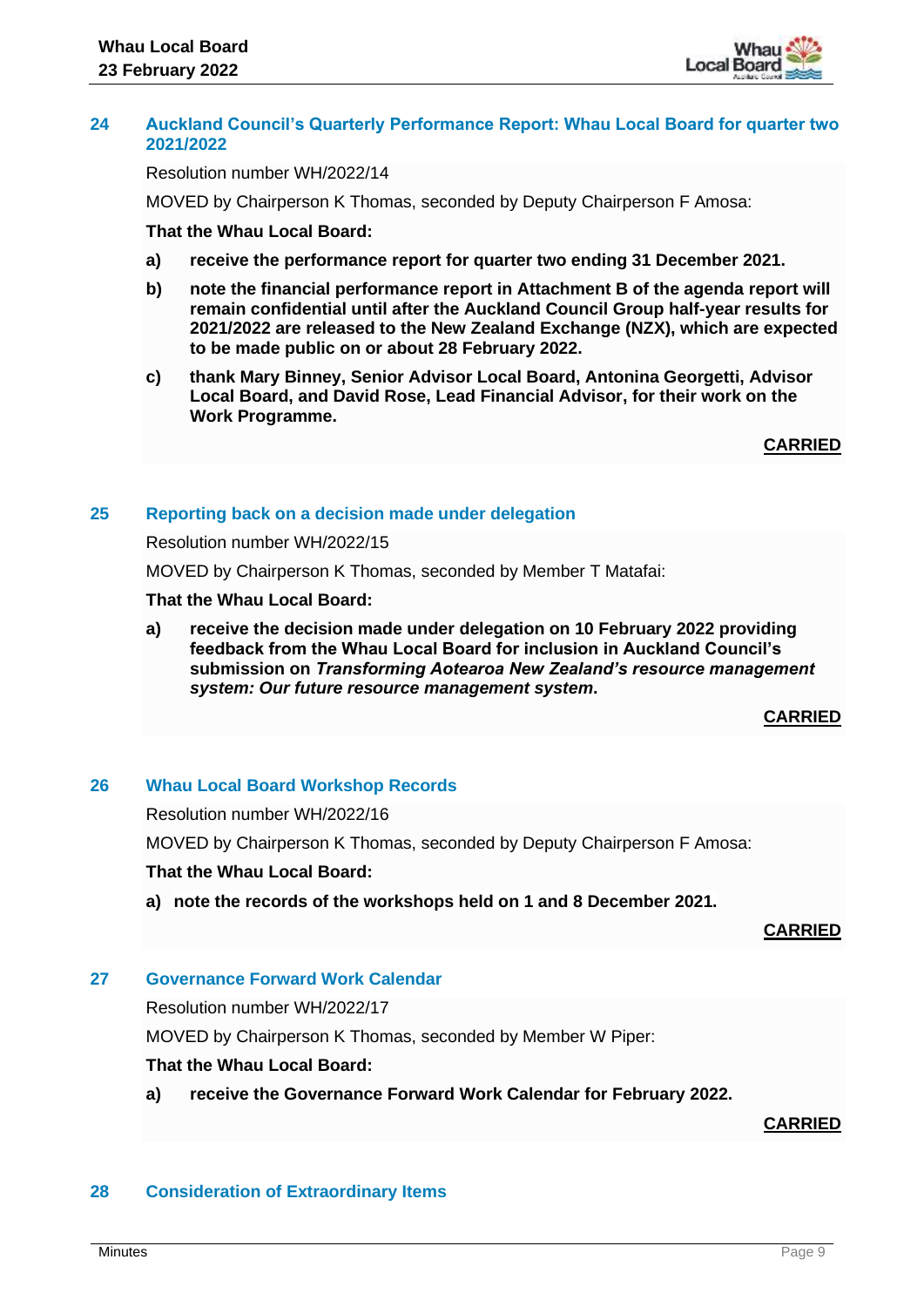## 24 Auckland Council's Quarterly Performance Report: Whau Local Board for quarter two 2021/2022

Resolution number WH/2022/14

MOVED by Chairperson K Thomas, seconded by Deputy Chairperson F Amosa:

**That the Whau Local Board:**

**a) receive the performance report for quarter two ending 31 December 2021.**

**b) note the financial performance report in Attachment B of the agenda report will remain confidential until after the Auckland Council Group half-year results for 2021/2022 are released to the New Zealand Exchange (NZX), which are expected to be made public on or about 28 February 2022.**

**c) thank Mary Binney, Senior Advisor Local Board, Antonina Georgetti, Advisor Local Board, and David Rose, Lead Financial Advisor, for their work on the Work Programme.**

**CARRIED**

## 25 Reporting back on a decision made under delegation

Resolution number WH/2022/15

MOVED by Chairperson K Thomas, seconded by Member T Matafai:

**That the Whau Local Board:**

**a) receive the decision made under delegation on 10 February 2022 providing feedback from the Whau Local Board for inclusion in Auckland Council's submission on *Transforming Aotearoa New Zealand's resource management system: Our future resource management system*.**

**CARRIED**

## 26 Whau Local Board Workshop Records

Resolution number WH/2022/16

MOVED by Chairperson K Thomas, seconded by Deputy Chairperson F Amosa:

**That the Whau Local Board:**

**a) note the records of the workshops held on 1 and 8 December 2021.**

**CARRIED**

## 27 Governance Forward Work Calendar

Resolution number WH/2022/17

MOVED by Chairperson K Thomas, seconded by Member W Piper:

**That the Whau Local Board:**

**a) receive the Governance Forward Work Calendar for February 2022.**

**CARRIED**

## 28 Consideration of Extraordinary Items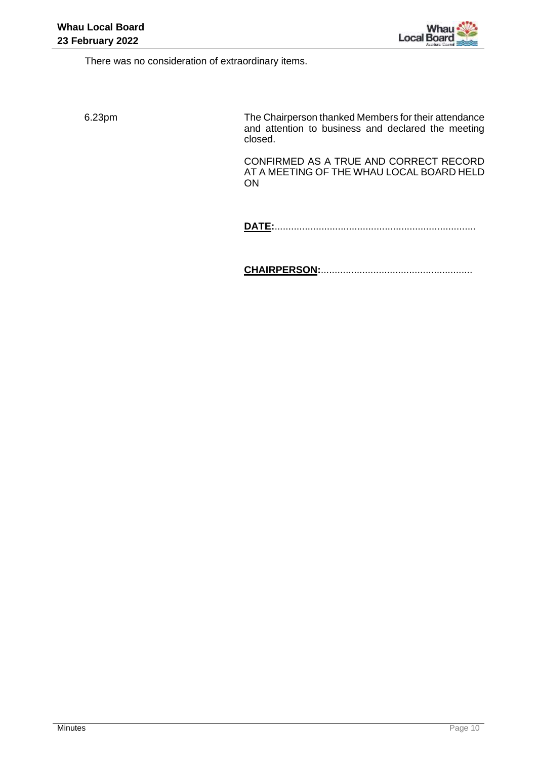There was no consideration of extraordinary items.

| | |
|---|---|
| 6.23pm | The Chairperson thanked Members for their attendance and attention to business and declared the meeting closed. |

CONFIRMED AS A TRUE AND CORRECT RECORD AT A MEETING OF THE WHAU LOCAL BOARD HELD ON

**DATE:**.........................................................................

**CHAIRPERSON:**.......................................................